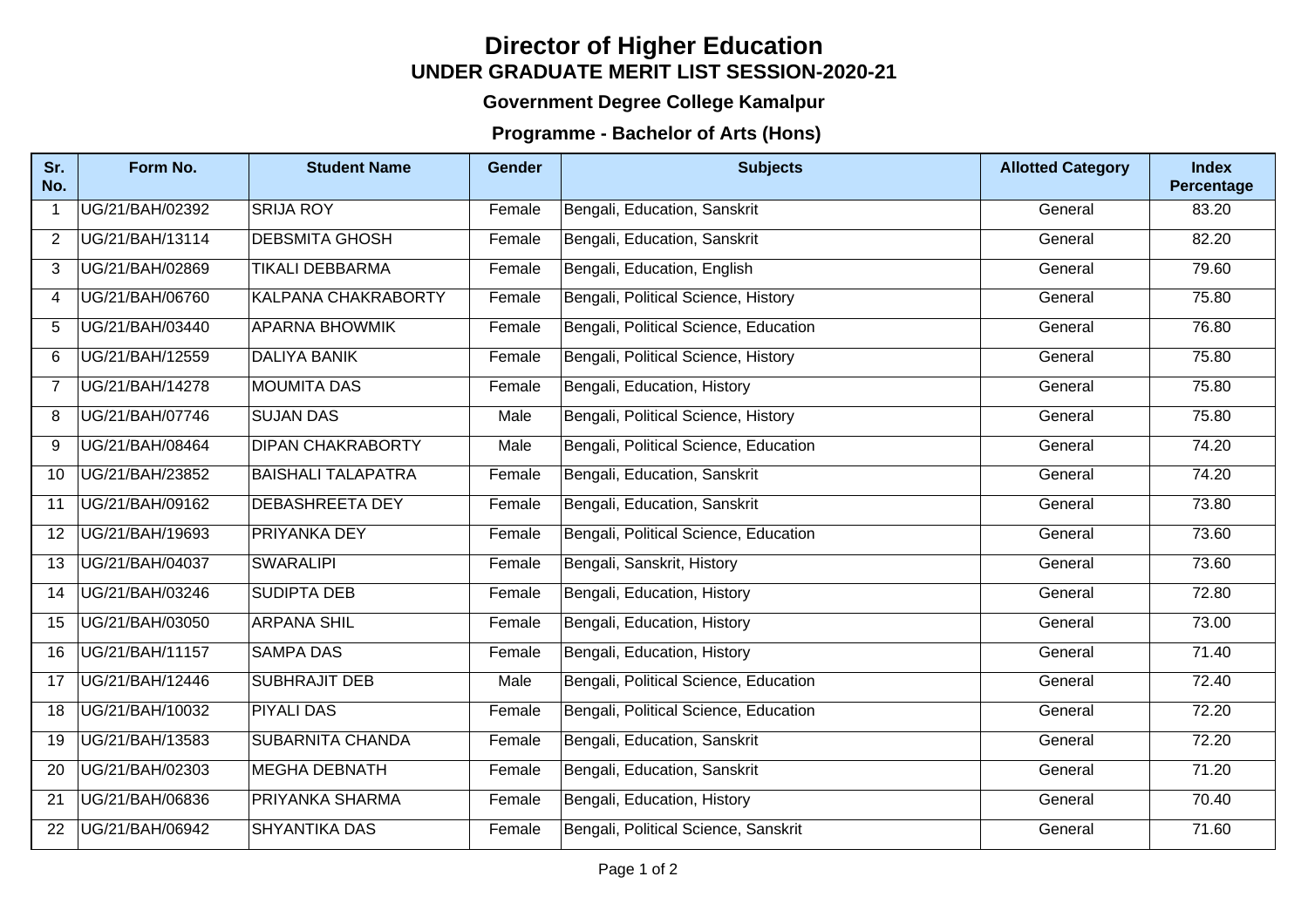# Director of Higher Education

## UNDER GRADUATE MERIT LIST SESSION-2020-21

### Government Degree College Kamalpur

### Programme - Bachelor of Arts (Hons)

| Sr. No. | Form No. | Student Name | Gender | Subjects | Allotted Category | Index Percentage |
|---|---|---|---|---|---|---|
| 1 | UG/21/BAH/02392 | SRIJA ROY | Female | Bengali, Education, Sanskrit | General | 83.20 |
| 2 | UG/21/BAH/13114 | DEBSMITA GHOSH | Female | Bengali, Education, Sanskrit | General | 82.20 |
| 3 | UG/21/BAH/02869 | TIKALI DEBBARMA | Female | Bengali, Education, English | General | 79.60 |
| 4 | UG/21/BAH/06760 | KALPANA CHAKRABORTY | Female | Bengali, Political Science, History | General | 75.80 |
| 5 | UG/21/BAH/03440 | APARNA BHOWMIK | Female | Bengali, Political Science, Education | General | 76.80 |
| 6 | UG/21/BAH/12559 | DALIYA BANIK | Female | Bengali, Political Science, History | General | 75.80 |
| 7 | UG/21/BAH/14278 | MOUMITA DAS | Female | Bengali, Education, History | General | 75.80 |
| 8 | UG/21/BAH/07746 | SUJAN DAS | Male | Bengali, Political Science, History | General | 75.80 |
| 9 | UG/21/BAH/08464 | DIPAN CHAKRABORTY | Male | Bengali, Political Science, Education | General | 74.20 |
| 10 | UG/21/BAH/23852 | BAISHALI TALAPATRA | Female | Bengali, Education, Sanskrit | General | 74.20 |
| 11 | UG/21/BAH/09162 | DEBASHREETA DEY | Female | Bengali, Education, Sanskrit | General | 73.80 |
| 12 | UG/21/BAH/19693 | PRIYANKA DEY | Female | Bengali, Political Science, Education | General | 73.60 |
| 13 | UG/21/BAH/04037 | SWARALIPI | Female | Bengali, Sanskrit, History | General | 73.60 |
| 14 | UG/21/BAH/03246 | SUDIPTA DEB | Female | Bengali, Education, History | General | 72.80 |
| 15 | UG/21/BAH/03050 | ARPANA SHIL | Female | Bengali, Education, History | General | 73.00 |
| 16 | UG/21/BAH/11157 | SAMPA DAS | Female | Bengali, Education, History | General | 71.40 |
| 17 | UG/21/BAH/12446 | SUBHRAJIT DEB | Male | Bengali, Political Science, Education | General | 72.40 |
| 18 | UG/21/BAH/10032 | PIYALI DAS | Female | Bengali, Political Science, Education | General | 72.20 |
| 19 | UG/21/BAH/13583 | SUBARNITA CHANDA | Female | Bengali, Education, Sanskrit | General | 72.20 |
| 20 | UG/21/BAH/02303 | MEGHA DEBNATH | Female | Bengali, Education, Sanskrit | General | 71.20 |
| 21 | UG/21/BAH/06836 | PRIYANKA SHARMA | Female | Bengali, Education, History | General | 70.40 |
| 22 | UG/21/BAH/06942 | SHYANTIKA DAS | Female | Bengali, Political Science, Sanskrit | General | 71.60 |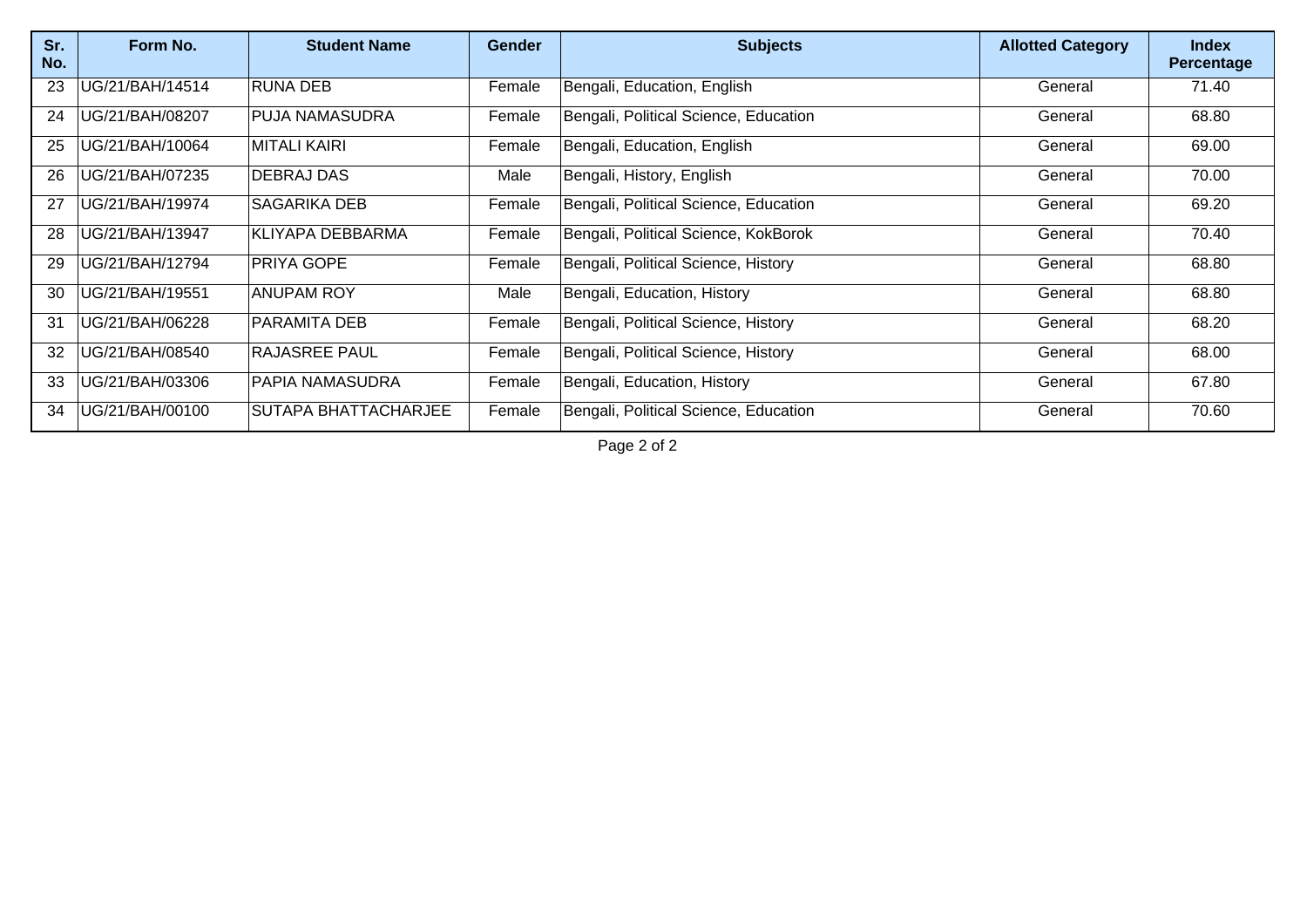| Sr. No. | Form No. | Student Name | Gender | Subjects | Allotted Category | Index Percentage |
|---|---|---|---|---|---|---|
| 23 | UG/21/BAH/14514 | RUNA DEB | Female | Bengali, Education, English | General | 71.40 |
| 24 | UG/21/BAH/08207 | PUJA NAMASUDRA | Female | Bengali, Political Science, Education | General | 68.80 |
| 25 | UG/21/BAH/10064 | MITALI KAIRI | Female | Bengali, Education, English | General | 69.00 |
| 26 | UG/21/BAH/07235 | DEBRAJ DAS | Male | Bengali, History, English | General | 70.00 |
| 27 | UG/21/BAH/19974 | SAGARIKA DEB | Female | Bengali, Political Science, Education | General | 69.20 |
| 28 | UG/21/BAH/13947 | KLIYAPA DEBBARMA | Female | Bengali, Political Science, KokBorok | General | 70.40 |
| 29 | UG/21/BAH/12794 | PRIYA GOPE | Female | Bengali, Political Science, History | General | 68.80 |
| 30 | UG/21/BAH/19551 | ANUPAM ROY | Male | Bengali, Education, History | General | 68.80 |
| 31 | UG/21/BAH/06228 | PARAMITA DEB | Female | Bengali, Political Science, History | General | 68.20 |
| 32 | UG/21/BAH/08540 | RAJASREE PAUL | Female | Bengali, Political Science, History | General | 68.00 |
| 33 | UG/21/BAH/03306 | PAPIA NAMASUDRA | Female | Bengali, Education, History | General | 67.80 |
| 34 | UG/21/BAH/00100 | SUTAPA BHATTACHARJEE | Female | Bengali, Political Science, Education | General | 70.60 |